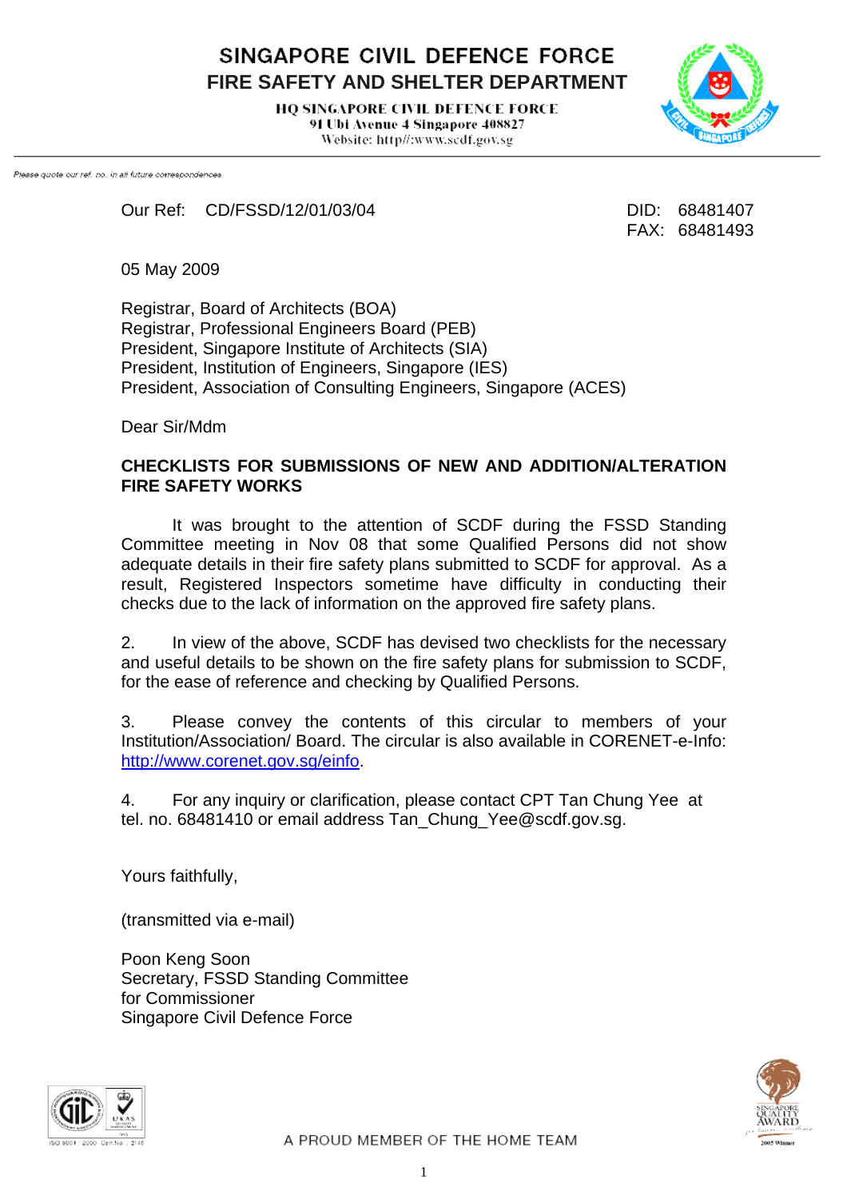# SINGAPORE CIVIL DEFENCE FORCE
## FIRE SAFETY AND SHELTER DEPARTMENT

HQ SINGAPORE CIVIL DEFENCE FORCE
91 Ubi Avenue 4 Singapore 408827
Website: http//:www.scdf.gov.sg

*Please quote our ref. no. in all future correspondences*

Our Ref: CD/FSSD/12/01/03/04

DID: 68481407
FAX: 68481493

05 May 2009

Registrar, Board of Architects (BOA)
Registrar, Professional Engineers Board (PEB)
President, Singapore Institute of Architects (SIA)
President, Institution of Engineers, Singapore (IES)
President, Association of Consulting Engineers, Singapore (ACES)

Dear Sir/Mdm

**CHECKLISTS FOR SUBMISSIONS OF NEW AND ADDITION/ALTERATION FIRE SAFETY WORKS**

It was brought to the attention of SCDF during the FSSD Standing Committee meeting in Nov 08 that some Qualified Persons did not show adequate details in their fire safety plans submitted to SCDF for approval. As a result, Registered Inspectors sometime have difficulty in conducting their checks due to the lack of information on the approved fire safety plans.

2. In view of the above, SCDF has devised two checklists for the necessary and useful details to be shown on the fire safety plans for submission to SCDF, for the ease of reference and checking by Qualified Persons.

3. Please convey the contents of this circular to members of your Institution/Association/ Board. The circular is also available in CORENET-e-Info: http://www.corenet.gov.sg/einfo.

4. For any inquiry or clarification, please contact CPT Tan Chung Yee at tel. no. 68481410 or email address Tan_Chung_Yee@scdf.gov.sg.

Yours faithfully,

(transmitted via e-mail)

Poon Keng Soon
Secretary, FSSD Standing Committee
for Commissioner
Singapore Civil Defence Force

A PROUD MEMBER OF THE HOME TEAM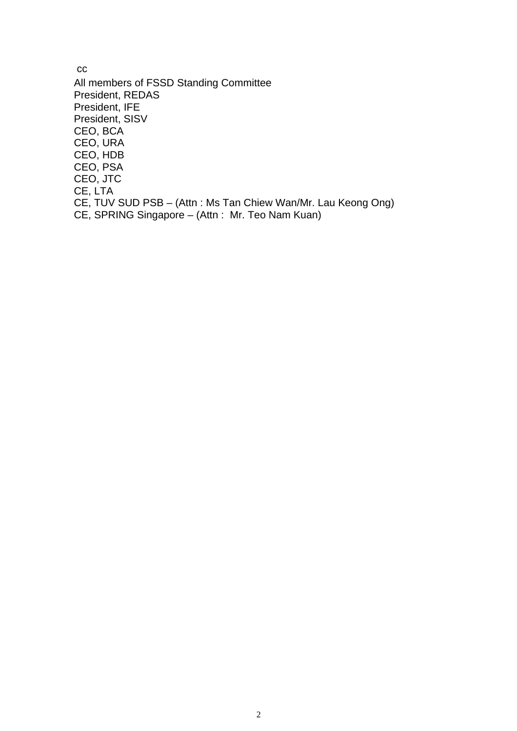cc

All members of FSSD Standing Committee
President, REDAS
President, IFE
President, SISV
CEO, BCA
CEO, URA
CEO, HDB
CEO, PSA
CEO, JTC
CE, LTA
CE, TUV SUD PSB – (Attn : Ms Tan Chiew Wan/Mr. Lau Keong Ong)
CE, SPRING Singapore – (Attn : Mr. Teo Nam Kuan)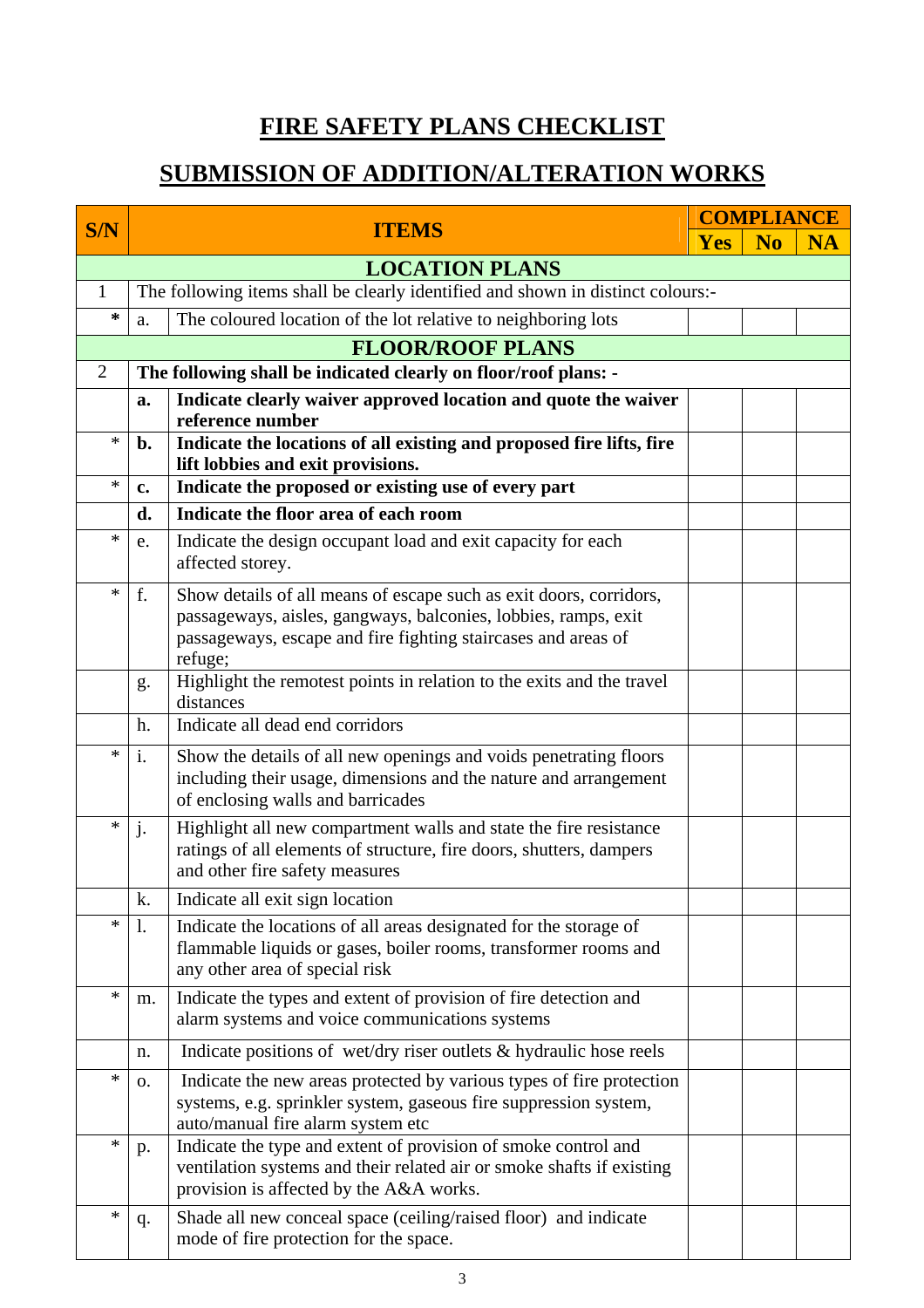# FIRE SAFETY PLANS CHECKLIST

# SUBMISSION OF ADDITION/ALTERATION WORKS

| S/N | | ITEMS | COMPLIANCE | | |
|---|---|---|---|---|---|
| | | | Yes | No | NA |
| | | **LOCATION PLANS** | | | |
| 1 | | The following items shall be clearly identified and shown in distinct colours:- | | | |
| * | a. | The coloured location of the lot relative to neighboring lots | | | |
| | | **FLOOR/ROOF PLANS** | | | |
| 2 | | **The following shall be indicated clearly on floor/roof plans: -** | | | |
| | **a.** | **Indicate clearly waiver approved location and quote the waiver reference number** | | | |
| * | **b.** | **Indicate the locations of all existing and proposed fire lifts, fire lift lobbies and exit provisions.** | | | |
| * | **c.** | **Indicate the proposed or existing use of every part** | | | |
| | **d.** | **Indicate the floor area of each room** | | | |
| * | e. | Indicate the design occupant load and exit capacity for each affected storey. | | | |
| * | f. | Show details of all means of escape such as exit doors, corridors, passageways, aisles, gangways, balconies, lobbies, ramps, exit passageways, escape and fire fighting staircases and areas of refuge; | | | |
| | g. | Highlight the remotest points in relation to the exits and the travel distances | | | |
| | h. | Indicate all dead end corridors | | | |
| * | i. | Show the details of all new openings and voids penetrating floors including their usage, dimensions and the nature and arrangement of enclosing walls and barricades | | | |
| * | j. | Highlight all new compartment walls and state the fire resistance ratings of all elements of structure, fire doors, shutters, dampers and other fire safety measures | | | |
| | k. | Indicate all exit sign location | | | |
| * | l. | Indicate the locations of all areas designated for the storage of flammable liquids or gases, boiler rooms, transformer rooms and any other area of special risk | | | |
| * | m. | Indicate the types and extent of provision of fire detection and alarm systems and voice communications systems | | | |
| | n. | Indicate positions of wet/dry riser outlets & hydraulic hose reels | | | |
| * | o. | Indicate the new areas protected by various types of fire protection systems, e.g. sprinkler system, gaseous fire suppression system, auto/manual fire alarm system etc | | | |
| * | p. | Indicate the type and extent of provision of smoke control and ventilation systems and their related air or smoke shafts if existing provision is affected by the A&A works. | | | |
| * | q. | Shade all new conceal space (ceiling/raised floor) and indicate mode of fire protection for the space. | | | |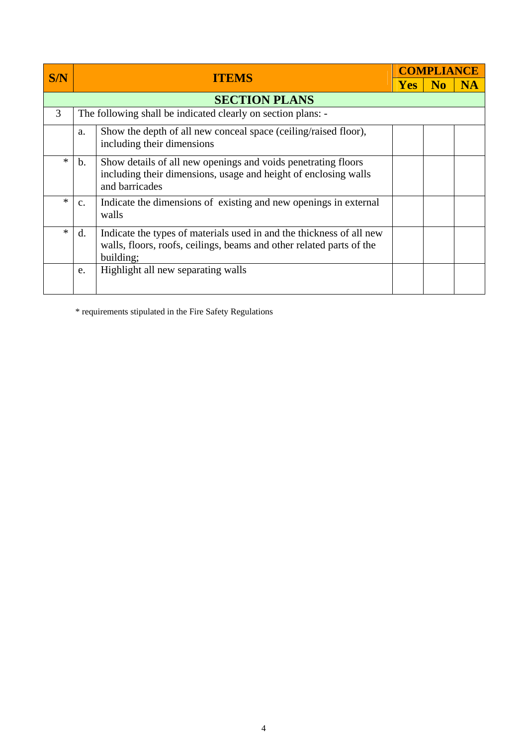| S/N | ITEMS | | COMPLIANCE | | |
|---|---|---|---|---|---|
| | | | Yes | No | NA |
| | **SECTION PLANS** | | | | |
| 3 | The following shall be indicated clearly on section plans: - | | | | |
| | a. | Show the depth of all new conceal space (ceiling/raised floor), including their dimensions | | | |
| * | b. | Show details of all new openings and voids penetrating floors including their dimensions, usage and height of enclosing walls and barricades | | | |
| * | c. | Indicate the dimensions of existing and new openings in external walls | | | |
| * | d. | Indicate the types of materials used in and the thickness of all new walls, floors, roofs, ceilings, beams and other related parts of the building; | | | |
| | e. | Highlight all new separating walls | | | |

* requirements stipulated in the Fire Safety Regulations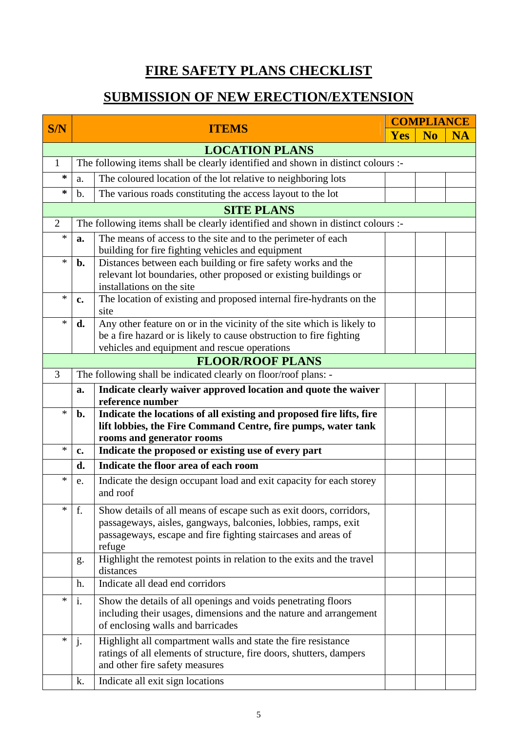# FIRE SAFETY PLANS CHECKLIST

## SUBMISSION OF NEW ERECTION/EXTENSION

| S/N | | ITEMS | COMPLIANCE | | |
|---|---|---|---|---|---|
| | | | Yes | No | NA |
| | | **LOCATION PLANS** | | | |
| 1 | The following items shall be clearly identified and shown in distinct colours :- | | | | |
| * | a. | The coloured location of the lot relative to neighboring lots | | | |
| * | b. | The various roads constituting the access layout to the lot | | | |
| | | **SITE PLANS** | | | |
| 2 | The following items shall be clearly identified and shown in distinct colours :- | | | | |
| * | **a.** | The means of access to the site and to the perimeter of each building for fire fighting vehicles and equipment | | | |
| * | **b.** | Distances between each building or fire safety works and the relevant lot boundaries, other proposed or existing buildings or installations on the site | | | |
| * | **c.** | The location of existing and proposed internal fire-hydrants on the site | | | |
| * | **d.** | Any other feature on or in the vicinity of the site which is likely to be a fire hazard or is likely to cause obstruction to fire fighting vehicles and equipment and rescue operations | | | |
| | | **FLOOR/ROOF PLANS** | | | |
| 3 | The following shall be indicated clearly on floor/roof plans: - | | | | |
| | **a.** | **Indicate clearly waiver approved location and quote the waiver reference number** | | | |
| * | **b.** | **Indicate the locations of all existing and proposed fire lifts, fire lift lobbies, the Fire Command Centre, fire pumps, water tank rooms and generator rooms** | | | |
| * | **c.** | **Indicate the proposed or existing use of every part** | | | |
| | **d.** | **Indicate the floor area of each room** | | | |
| * | e. | Indicate the design occupant load and exit capacity for each storey and roof | | | |
| * | f. | Show details of all means of escape such as exit doors, corridors, passageways, aisles, gangways, balconies, lobbies, ramps, exit passageways, escape and fire fighting staircases and areas of refuge | | | |
| | g. | Highlight the remotest points in relation to the exits and the travel distances | | | |
| | h. | Indicate all dead end corridors | | | |
| * | i. | Show the details of all openings and voids penetrating floors including their usages, dimensions and the nature and arrangement of enclosing walls and barricades | | | |
| * | j. | Highlight all compartment walls and state the fire resistance ratings of all elements of structure, fire doors, shutters, dampers and other fire safety measures | | | |
| | k. | Indicate all exit sign locations | | | |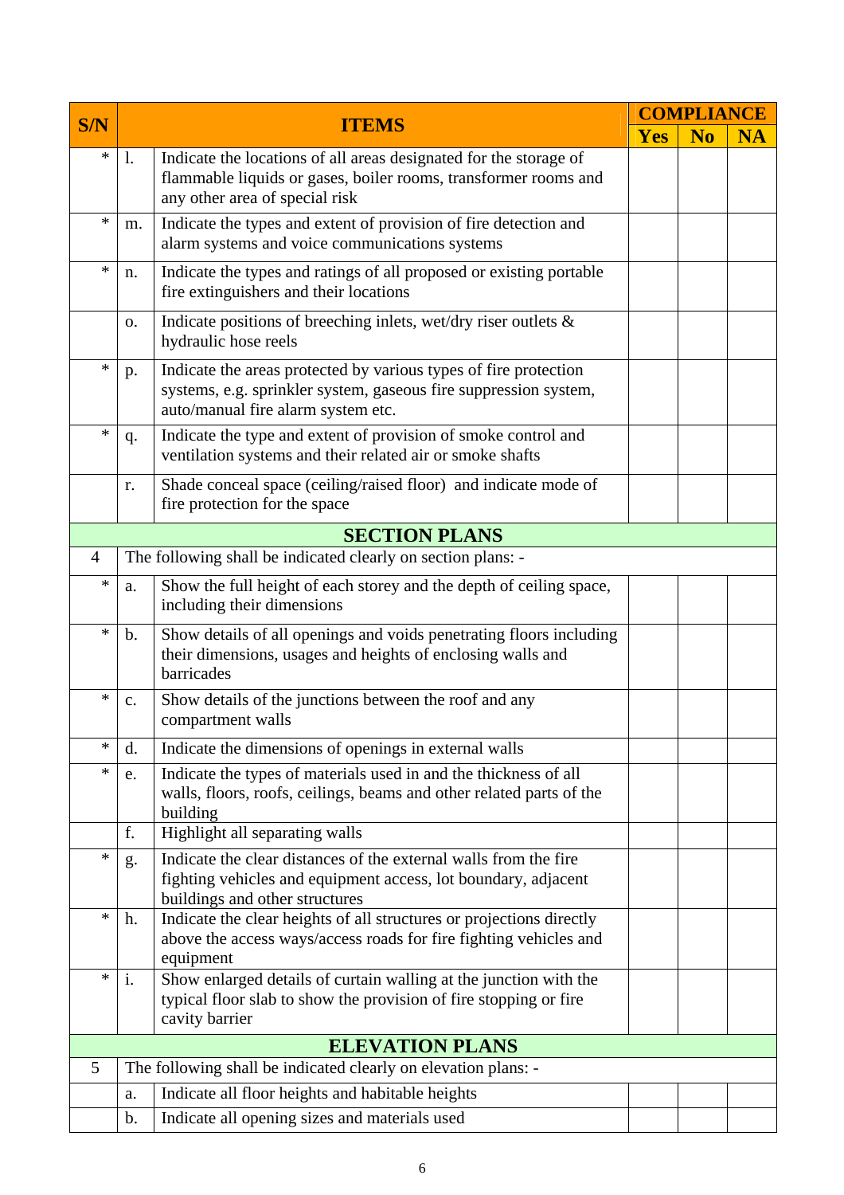| S/N | | ITEMS | COMPLIANCE | | |
|---|---|---|---|---|---|
| | | | Yes | No | NA |
| * | l. | Indicate the locations of all areas designated for the storage of flammable liquids or gases, boiler rooms, transformer rooms and any other area of special risk | | | |
| * | m. | Indicate the types and extent of provision of fire detection and alarm systems and voice communications systems | | | |
| * | n. | Indicate the types and ratings of all proposed or existing portable fire extinguishers and their locations | | | |
| | o. | Indicate positions of breeching inlets, wet/dry riser outlets & hydraulic hose reels | | | |
| * | p. | Indicate the areas protected by various types of fire protection systems, e.g. sprinkler system, gaseous fire suppression system, auto/manual fire alarm system etc. | | | |
| * | q. | Indicate the type and extent of provision of smoke control and ventilation systems and their related air or smoke shafts | | | |
| | r. | Shade conceal space (ceiling/raised floor) and indicate mode of fire protection for the space | | | |
| **SECTION PLANS** | | | | | |
| 4 | The following shall be indicated clearly on section plans: - | | | | |
| * | a. | Show the full height of each storey and the depth of ceiling space, including their dimensions | | | |
| * | b. | Show details of all openings and voids penetrating floors including their dimensions, usages and heights of enclosing walls and barricades | | | |
| * | c. | Show details of the junctions between the roof and any compartment walls | | | |
| * | d. | Indicate the dimensions of openings in external walls | | | |
| * | e. | Indicate the types of materials used in and the thickness of all walls, floors, roofs, ceilings, beams and other related parts of the building | | | |
| | f. | Highlight all separating walls | | | |
| * | g. | Indicate the clear distances of the external walls from the fire fighting vehicles and equipment access, lot boundary, adjacent buildings and other structures | | | |
| * | h. | Indicate the clear heights of all structures or projections directly above the access ways/access roads for fire fighting vehicles and equipment | | | |
| * | i. | Show enlarged details of curtain walling at the junction with the typical floor slab to show the provision of fire stopping or fire cavity barrier | | | |
| **ELEVATION PLANS** | | | | | |
| 5 | The following shall be indicated clearly on elevation plans: - | | | | |
| | a. | Indicate all floor heights and habitable heights | | | |
| | b. | Indicate all opening sizes and materials used | | | |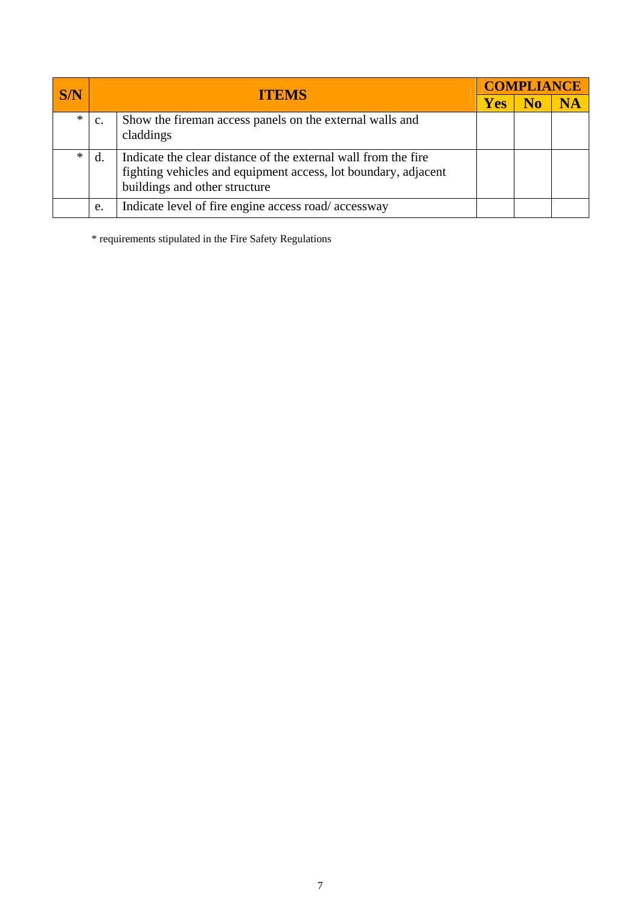| S/N | | ITEMS | COMPLIANCE | | |
|---|---|---|---|---|---|
| | | | Yes | No | NA |
| * | c. | Show the fireman access panels on the external walls and claddings | | | |
| * | d. | Indicate the clear distance of the external wall from the fire fighting vehicles and equipment access, lot boundary, adjacent buildings and other structure | | | |
| | e. | Indicate level of fire engine access road/ accessway | | | |

* requirements stipulated in the Fire Safety Regulations